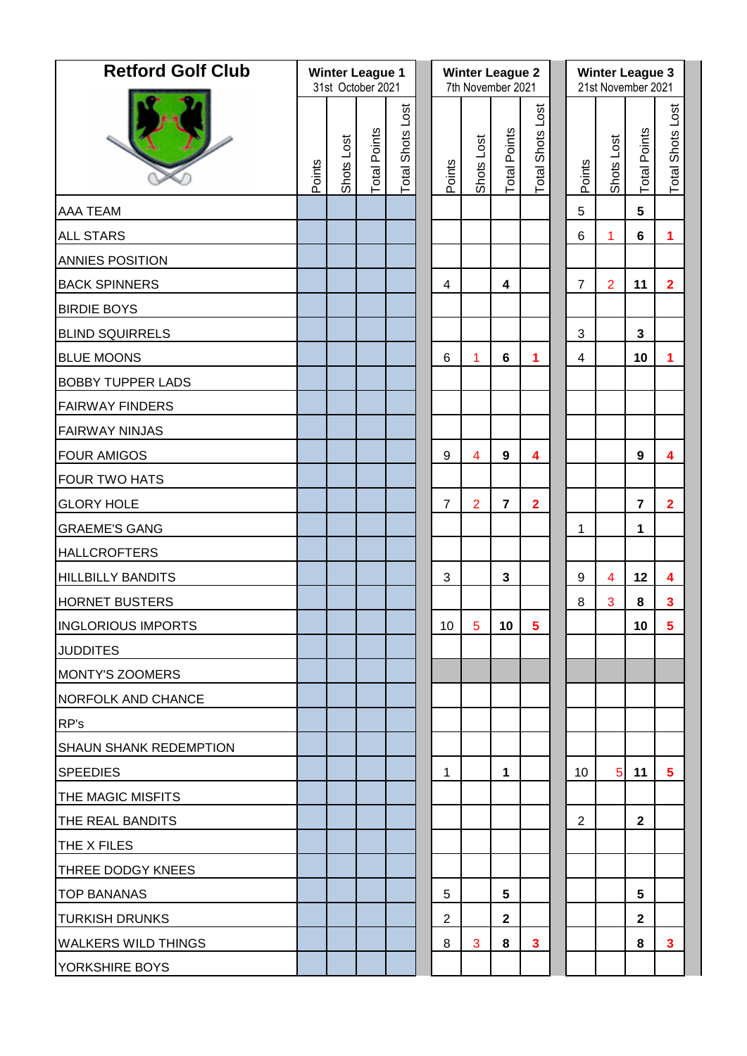| Retford Golf Club | Winter League 1 31st October 2021 | | | | Winter League 2 7th November 2021 | | | | Winter League 3 21st November 2021 | | | |
|---|---|---|---|---|---|---|---|---|---|---|---|---|
| | Points | Shots Lost | Total Points | Total Shots Lost | Points | Shots Lost | Total Points | Total Shots Lost | Points | Shots Lost | Total Points | Total Shots Lost |
| AAA TEAM | | | | | | | | | 5 | | 5 | |
| ALL STARS | | | | | | | | | 6 | 1 | 6 | 1 |
| ANNIES POSITION | | | | | | | | | | | | |
| BACK SPINNERS | | | | | 4 | | 4 | | 7 | 2 | 11 | 2 |
| BIRDIE BOYS | | | | | | | | | | | | |
| BLIND SQUIRRELS | | | | | | | | | 3 | | 3 | |
| BLUE MOONS | | | | | 6 | 1 | 6 | 1 | 4 | | 10 | 1 |
| BOBBY TUPPER LADS | | | | | | | | | | | | |
| FAIRWAY FINDERS | | | | | | | | | | | | |
| FAIRWAY NINJAS | | | | | | | | | | | | |
| FOUR AMIGOS | | | | | 9 | 4 | 9 | 4 | | | 9 | 4 |
| FOUR TWO HATS | | | | | | | | | | | | |
| GLORY HOLE | | | | | 7 | 2 | 7 | 2 | | | 7 | 2 |
| GRAEME'S GANG | | | | | | | | | 1 | | 1 | |
| HALLCROFTERS | | | | | | | | | | | | |
| HILLBILLY BANDITS | | | | | 3 | | 3 | | 9 | 4 | 12 | 4 |
| HORNET BUSTERS | | | | | | | | | 8 | 3 | 8 | 3 |
| INGLORIOUS IMPORTS | | | | | 10 | 5 | 10 | 5 | | | 10 | 5 |
| JUDDITES | | | | | | | | | | | | |
| MONTY'S ZOOMERS | | | | | | | | | | | | |
| NORFOLK AND CHANCE | | | | | | | | | | | | |
| RP's | | | | | | | | | | | | |
| SHAUN SHANK REDEMPTION | | | | | | | | | | | | |
| SPEEDIES | | | | | 1 | | 1 | | 10 | 5 | 11 | 5 |
| THE MAGIC MISFITS | | | | | | | | | | | | |
| THE REAL BANDITS | | | | | | | | | 2 | | 2 | |
| THE X FILES | | | | | | | | | | | | |
| THREE DODGY KNEES | | | | | | | | | | | | |
| TOP BANANAS | | | | | 5 | | 5 | | | | 5 | |
| TURKISH DRUNKS | | | | | 2 | | 2 | | | | 2 | |
| WALKERS WILD THINGS | | | | | 8 | 3 | 8 | 3 | | | 8 | 3 |
| YORKSHIRE BOYS | | | | | | | | | | | | |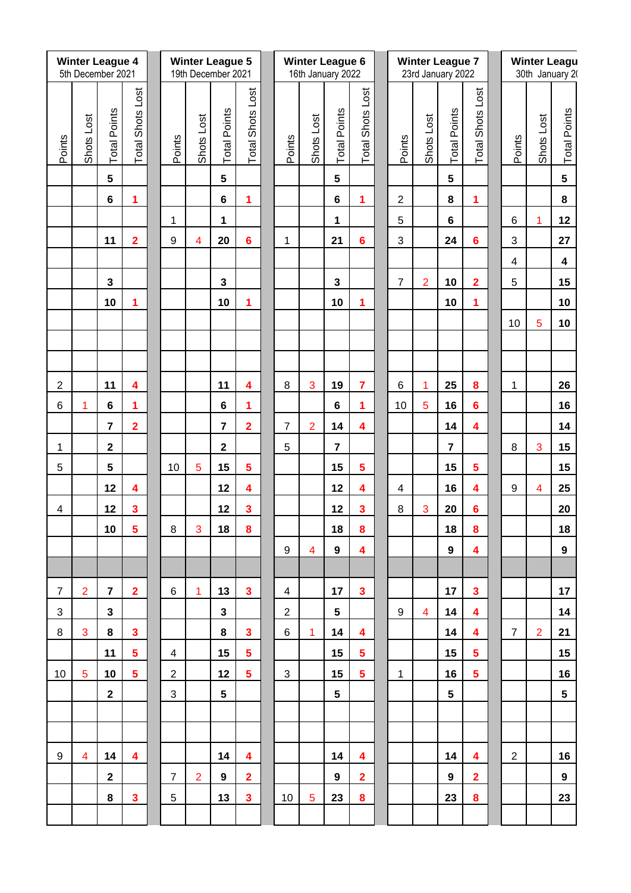| Winter League 4 | | | | Winter League 5 | | | | Winter League 6 | | | | Winter League 7 | | | | Winter Leagu | | |
|---|---|---|---|---|---|---|---|---|---|---|---|---|---|---|---|---|---|---|
| 5th December 2021 | | | | 19th December 2021 | | | | 16th January 2022 | | | | 23rd January 2022 | | | | 30th January 2( | | |
| Points | Shots Lost | Total Points | Total Shots Lost | Points | Shots Lost | Total Points | Total Shots Lost | Points | Shots Lost | Total Points | Total Shots Lost | Points | Shots Lost | Total Points | Total Shots Lost | Points | Shots Lost | Total Points |
| | | **5** | | | | **5** | | | | **5** | | | | **5** | | | | **5** |
| | | **6** | **1** | | | **6** | **1** | | | **6** | **1** | 2 | | **8** | **1** | | | **8** |
| | | | | 1 | | **1** | | | | **1** | | 5 | | **6** | | 6 | 1 | **12** |
| | | **11** | **2** | 9 | 4 | **20** | **6** | 1 | | **21** | **6** | 3 | | **24** | **6** | 3 | | **27** |
| | | | | | | | | | | | | | | | | 4 | | **4** |
| | | **3** | | | | **3** | | | | **3** | | 7 | 2 | **10** | **2** | 5 | | **15** |
| | | **10** | **1** | | | **10** | **1** | | | **10** | **1** | | | **10** | **1** | | | **10** |
| | | | | | | | | | | | | | | | | 10 | 5 | **10** |
| | | | | | | | | | | | | | | | | | | |
| | | | | | | | | | | | | | | | | | | |
| 2 | | **11** | **4** | | | **11** | **4** | 8 | 3 | **19** | **7** | 6 | 1 | **25** | **8** | 1 | | **26** |
| 6 | 1 | **6** | **1** | | | **6** | **1** | | | **6** | **1** | 10 | 5 | **16** | **6** | | | **16** |
| | | **7** | **2** | | | **7** | **2** | 7 | 2 | **14** | **4** | | | **14** | **4** | | | **14** |
| 1 | | **2** | | | | **2** | | 5 | | **7** | | | | **7** | | 8 | 3 | **15** |
| 5 | | **5** | | 10 | 5 | **15** | **5** | | | **15** | **5** | | | **15** | **5** | | | **15** |
| | | **12** | **4** | | | **12** | **4** | | | **12** | **4** | 4 | | **16** | **4** | 9 | 4 | **25** |
| 4 | | **12** | **3** | | | **12** | **3** | | | **12** | **3** | 8 | 3 | **20** | **6** | | | **20** |
| | | **10** | **5** | 8 | 3 | **18** | **8** | | | **18** | **8** | | | **18** | **8** | | | **18** |
| | | | | | | | | 9 | 4 | **9** | **4** | | | **9** | **4** | | | **9** |
| | | | | | | | | | | | | | | | | | | |
| 7 | 2 | **7** | **2** | 6 | 1 | **13** | **3** | 4 | | **17** | **3** | | | **17** | **3** | | | **17** |
| 3 | | **3** | | | | **3** | | 2 | | **5** | | 9 | 4 | **14** | **4** | | | **14** |
| 8 | 3 | **8** | **3** | | | **8** | **3** | 6 | 1 | **14** | **4** | | | **14** | **4** | 7 | 2 | **21** |
| | | **11** | **5** | 4 | | **15** | **5** | | | **15** | **5** | | | **15** | **5** | | | **15** |
| 10 | 5 | **10** | **5** | 2 | | **12** | **5** | 3 | | **15** | **5** | 1 | | **16** | **5** | | | **16** |
| | | **2** | | 3 | | **5** | | | | **5** | | | | **5** | | | | **5** |
| | | | | | | | | | | | | | | | | | | |
| | | | | | | | | | | | | | | | | | | |
| 9 | 4 | **14** | **4** | | | **14** | **4** | | | **14** | **4** | | | **14** | **4** | 2 | | **16** |
| | | **2** | | 7 | 2 | **9** | **2** | | | **9** | **2** | | | **9** | **2** | | | **9** |
| | | **8** | **3** | 5 | | **13** | **3** | 10 | 5 | **23** | **8** | | | **23** | **8** | | | **23** |
| | | | | | | | | | | | | | | | | | | |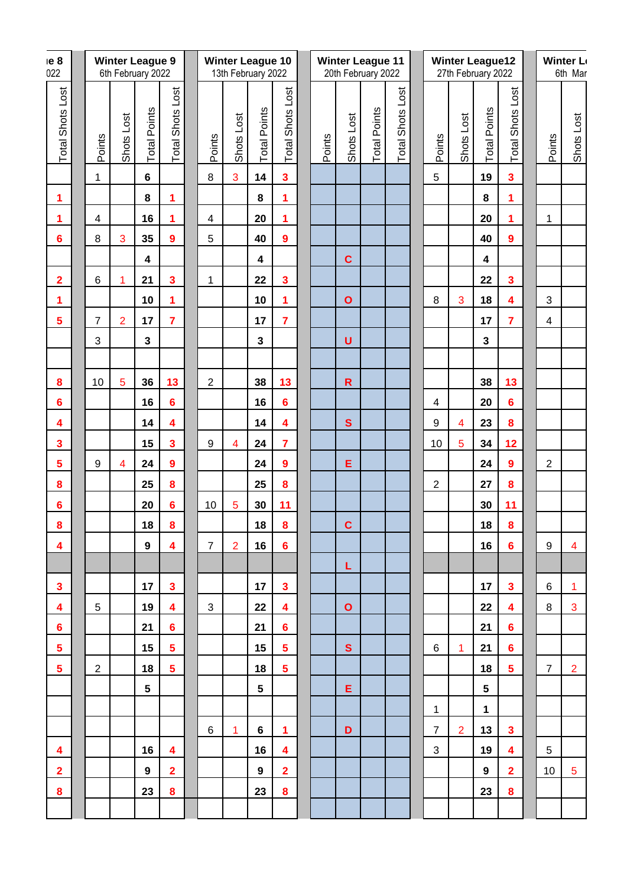| ...ue 8 ...022 | Winter League 9 6th February 2022 | | | | Winter League 10 13th February 2022 | | | | Winter League 11 20th February 2022 | | | | Winter League12 27th February 2022 | | | | Winter L... 6th Mar... | |
|---|---|---|---|---|---|---|---|---|---|---|---|---|---|---|---|---|---|---|
| Total Shots Lost | Points | Shots Lost | Total Points | Total Shots Lost | Points | Shots Lost | Total Points | Total Shots Lost | Points | Shots Lost | Total Points | Total Shots Lost | Points | Shots Lost | Total Points | Total Shots Lost | Points | Shots Lost |
| | 1 | | 6 | | 8 | 3 | 14 | 3 | | | | | 5 | | 19 | 3 | | |
| 1 | | | 8 | 1 | | | 8 | 1 | | | | | | | 8 | 1 | | |
| 1 | 4 | | 16 | 1 | 4 | | 20 | 1 | | | | | | | 20 | 1 | 1 | |
| 6 | 8 | 3 | 35 | 9 | 5 | | 40 | 9 | | | | | | | 40 | 9 | | |
| | | | 4 | | | | 4 | | | C | | | | | 4 | | | |
| 2 | 6 | 1 | 21 | 3 | 1 | | 22 | 3 | | | | | | | 22 | 3 | | |
| 1 | | | 10 | 1 | | | 10 | 1 | | O | | | 8 | 3 | 18 | 4 | 3 | |
| 5 | 7 | 2 | 17 | 7 | | | 17 | 7 | | | | | | | 17 | 7 | 4 | |
| | 3 | | 3 | | | | 3 | | | U | | | | | 3 | | | |
| | | | | | | | | | | | | | | | | | | |
| 8 | 10 | 5 | 36 | 13 | 2 | | 38 | 13 | | R | | | | | 38 | 13 | | |
| 6 | | | 16 | 6 | | | 16 | 6 | | | | | 4 | | 20 | 6 | | |
| 4 | | | 14 | 4 | | | 14 | 4 | | S | | | 9 | 4 | 23 | 8 | | |
| 3 | | | 15 | 3 | 9 | 4 | 24 | 7 | | | | | 10 | 5 | 34 | 12 | | |
| 5 | 9 | 4 | 24 | 9 | | | 24 | 9 | | E | | | | | 24 | 9 | 2 | |
| 8 | | | 25 | 8 | | | 25 | 8 | | | | | 2 | | 27 | 8 | | |
| 6 | | | 20 | 6 | 10 | 5 | 30 | 11 | | | | | | | 30 | 11 | | |
| 8 | | | 18 | 8 | | | 18 | 8 | | C | | | | | 18 | 8 | | |
| 4 | | | 9 | 4 | 7 | 2 | 16 | 6 | | | | | | | 16 | 6 | 9 | 4 |
| | | | | | | | | | | L | | | | | | | | |
| 3 | | | 17 | 3 | | | 17 | 3 | | | | | | | 17 | 3 | 6 | 1 |
| 4 | 5 | | 19 | 4 | 3 | | 22 | 4 | | O | | | | | 22 | 4 | 8 | 3 |
| 6 | | | 21 | 6 | | | 21 | 6 | | | | | | | 21 | 6 | | |
| 5 | | | 15 | 5 | | | 15 | 5 | | S | | | 6 | 1 | 21 | 6 | | |
| 5 | 2 | | 18 | 5 | | | 18 | 5 | | | | | | | 18 | 5 | 7 | 2 |
| | | | 5 | | | | 5 | | | E | | | | | 5 | | | |
| | | | | | | | | | | | | | 1 | | 1 | | | |
| | | | | | 6 | 1 | 6 | 1 | | D | | | 7 | 2 | 13 | 3 | | |
| 4 | | | 16 | 4 | | | 16 | 4 | | | | | 3 | | 19 | 4 | 5 | |
| 2 | | | 9 | 2 | | | 9 | 2 | | | | | | | 9 | 2 | 10 | 5 |
| 8 | | | 23 | 8 | | | 23 | 8 | | | | | | | 23 | 8 | | |
| | | | | | | | | | | | | | | | | | | |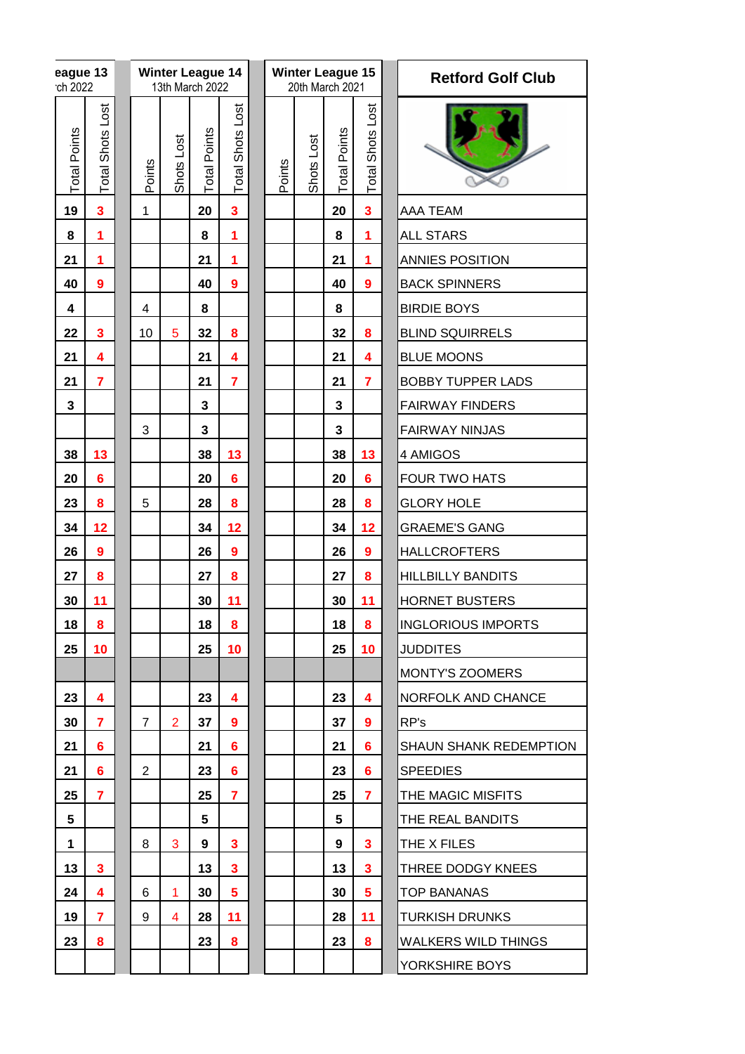| Winter League 13 (…ch 2022) | | Winter League 14 (13th March 2022) | | | | Winter League 15 (20th March 2021) | | | | Retford Golf Club |
|---|---|---|---|---|---|---|---|---|---|---|
| Total Points | Total Shots Lost | Points | Shots Lost | Total Points | Total Shots Lost | Points | Shots Lost | Total Points | Total Shots Lost | |
| 19 | 3 | 1 | | 20 | 3 | | | 20 | 3 | AAA TEAM |
| 8 | 1 | | | 8 | 1 | | | 8 | 1 | ALL STARS |
| 21 | 1 | | | 21 | 1 | | | 21 | 1 | ANNIES POSITION |
| 40 | 9 | | | 40 | 9 | | | 40 | 9 | BACK SPINNERS |
| 4 | | 4 | | 8 | | | | 8 | | BIRDIE BOYS |
| 22 | 3 | 10 | 5 | 32 | 8 | | | 32 | 8 | BLIND SQUIRRELS |
| 21 | 4 | | | 21 | 4 | | | 21 | 4 | BLUE MOONS |
| 21 | 7 | | | 21 | 7 | | | 21 | 7 | BOBBY TUPPER LADS |
| 3 | | | | 3 | | | | 3 | | FAIRWAY FINDERS |
| | | 3 | | 3 | | | | 3 | | FAIRWAY NINJAS |
| 38 | 13 | | | 38 | 13 | | | 38 | 13 | 4 AMIGOS |
| 20 | 6 | | | 20 | 6 | | | 20 | 6 | FOUR TWO HATS |
| 23 | 8 | 5 | | 28 | 8 | | | 28 | 8 | GLORY HOLE |
| 34 | 12 | | | 34 | 12 | | | 34 | 12 | GRAEME'S GANG |
| 26 | 9 | | | 26 | 9 | | | 26 | 9 | HALLCROFTERS |
| 27 | 8 | | | 27 | 8 | | | 27 | 8 | HILLBILLY BANDITS |
| 30 | 11 | | | 30 | 11 | | | 30 | 11 | HORNET BUSTERS |
| 18 | 8 | | | 18 | 8 | | | 18 | 8 | INGLORIOUS IMPORTS |
| 25 | 10 | | | 25 | 10 | | | 25 | 10 | JUDDITES |
| | | | | | | | | | | MONTY'S ZOOMERS |
| 23 | 4 | | | 23 | 4 | | | 23 | 4 | NORFOLK AND CHANCE |
| 30 | 7 | 7 | 2 | 37 | 9 | | | 37 | 9 | RP's |
| 21 | 6 | | | 21 | 6 | | | 21 | 6 | SHAUN SHANK REDEMPTION |
| 21 | 6 | 2 | | 23 | 6 | | | 23 | 6 | SPEEDIES |
| 25 | 7 | | | 25 | 7 | | | 25 | 7 | THE MAGIC MISFITS |
| 5 | | | | 5 | | | | 5 | | THE REAL BANDITS |
| 1 | | 8 | 3 | 9 | 3 | | | 9 | 3 | THE X FILES |
| 13 | 3 | | | 13 | 3 | | | 13 | 3 | THREE DODGY KNEES |
| 24 | 4 | 6 | 1 | 30 | 5 | | | 30 | 5 | TOP BANANAS |
| 19 | 7 | 9 | 4 | 28 | 11 | | | 28 | 11 | TURKISH DRUNKS |
| 23 | 8 | | | 23 | 8 | | | 23 | 8 | WALKERS WILD THINGS |
| | | | | | | | | | | YORKSHIRE BOYS |